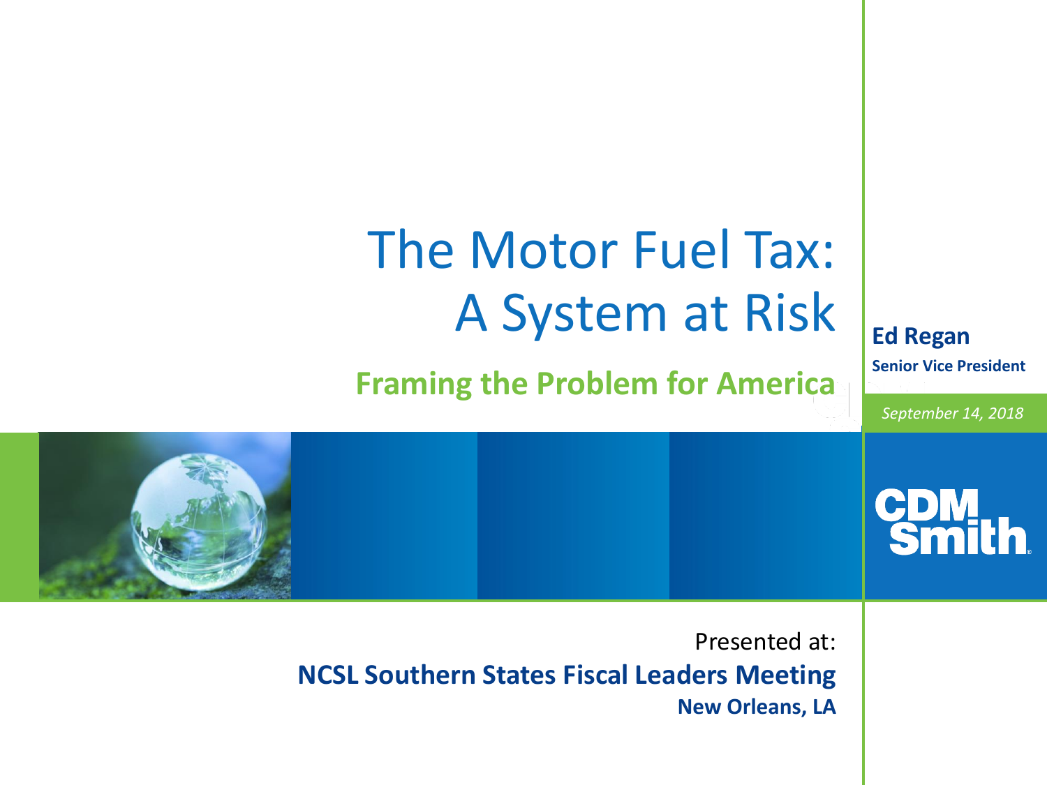# The Motor Fuel Tax: A System at Risk

## Framing the Problem for America

**Ed Regan**
**Senior Vice President**

*September 14, 2018*

CDM Smith

Presented at:
**NCSL Southern States Fiscal Leaders Meeting**
**New Orleans, LA**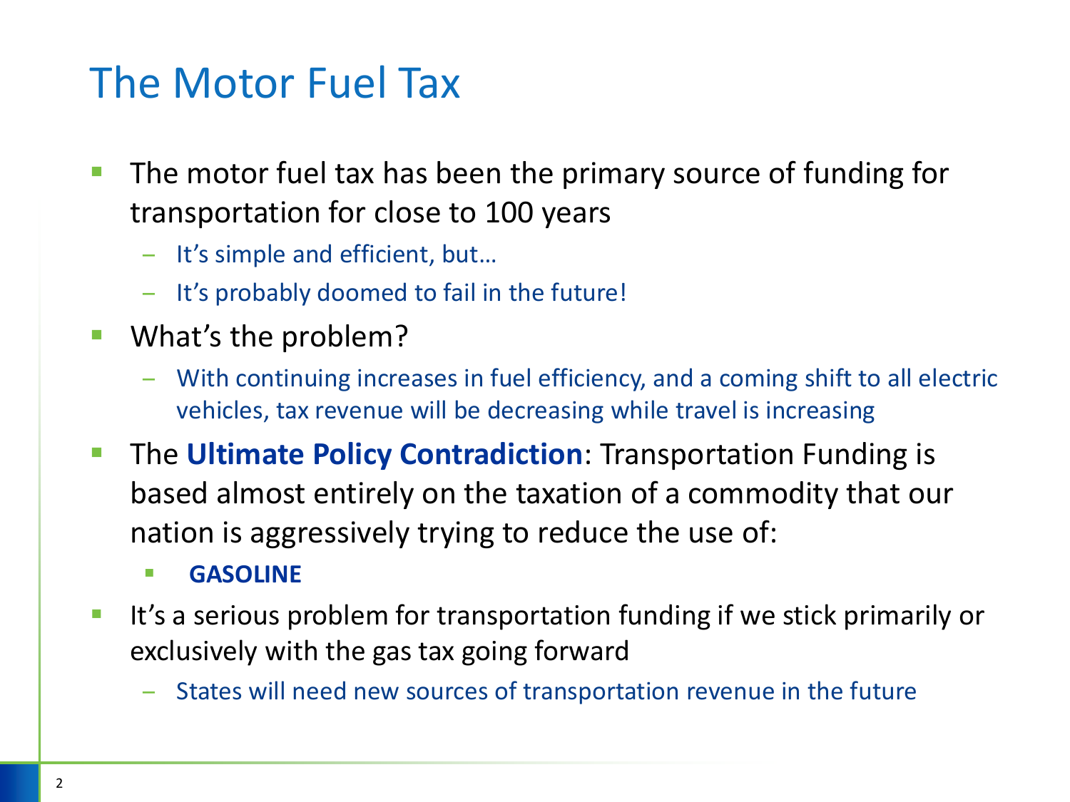# The Motor Fuel Tax

- The motor fuel tax has been the primary source of funding for transportation for close to 100 years
  - It's simple and efficient, but…
  - It's probably doomed to fail in the future!
- What's the problem?
  - With continuing increases in fuel efficiency, and a coming shift to all electric vehicles, tax revenue will be decreasing while travel is increasing
- The **Ultimate Policy Contradiction**: Transportation Funding is based almost entirely on the taxation of a commodity that our nation is aggressively trying to reduce the use of:
  - **GASOLINE**
- It's a serious problem for transportation funding if we stick primarily or exclusively with the gas tax going forward
  - States will need new sources of transportation revenue in the future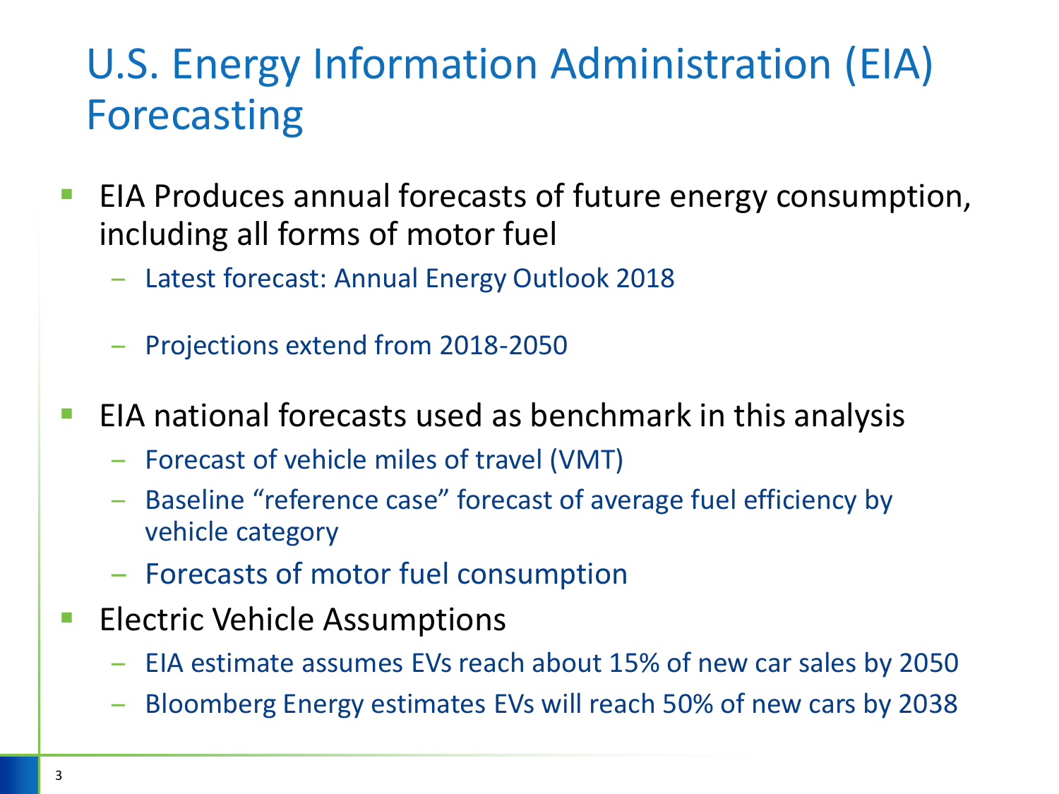# U.S. Energy Information Administration (EIA) Forecasting

- EIA Produces annual forecasts of future energy consumption, including all forms of motor fuel
  - Latest forecast: Annual Energy Outlook 2018
  - Projections extend from 2018-2050
- EIA national forecasts used as benchmark in this analysis
  - Forecast of vehicle miles of travel (VMT)
  - Baseline "reference case" forecast of average fuel efficiency by vehicle category
  - Forecasts of motor fuel consumption
- Electric Vehicle Assumptions
  - EIA estimate assumes EVs reach about 15% of new car sales by 2050
  - Bloomberg Energy estimates EVs will reach 50% of new cars by 2038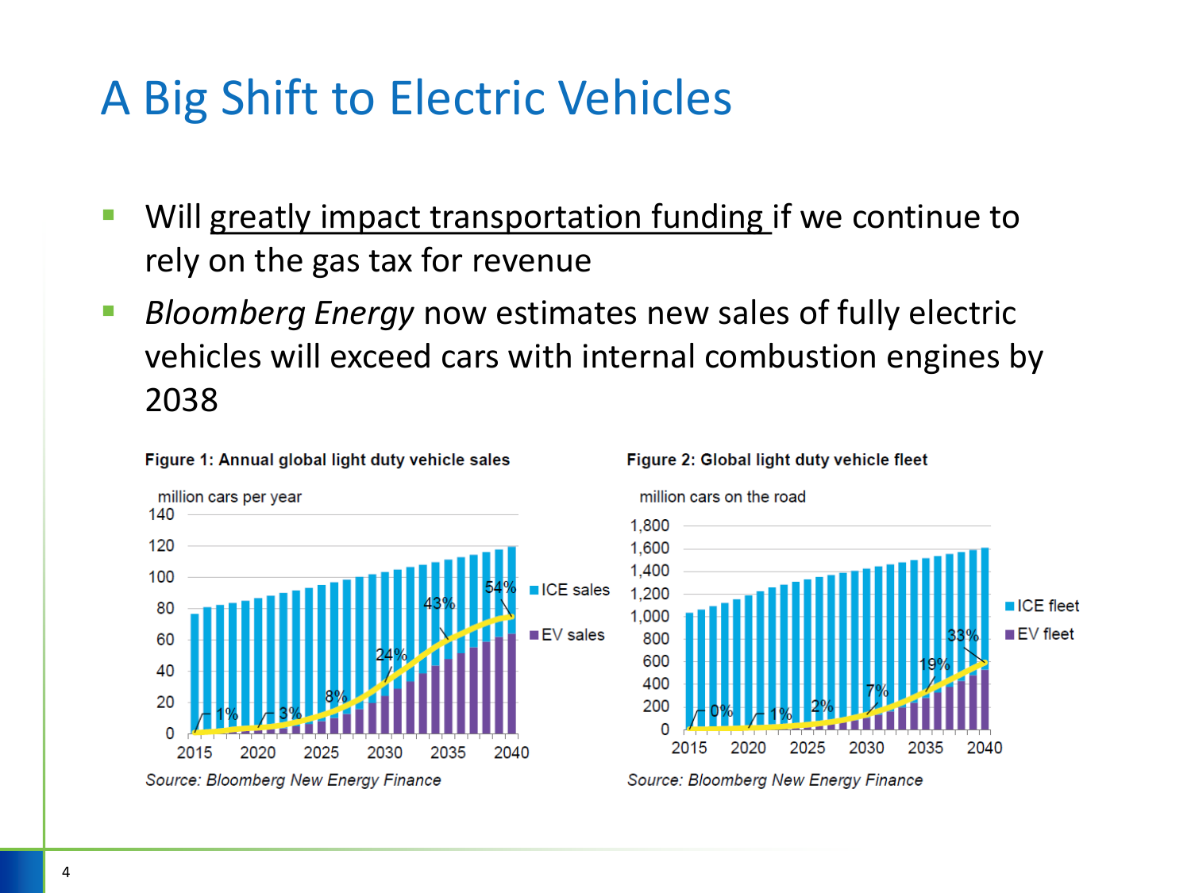# A Big Shift to Electric Vehicles

- Will greatly impact transportation funding if we continue to rely on the gas tax for revenue
- *Bloomberg Energy* now estimates new sales of fully electric vehicles will exceed cars with internal combustion engines by 2038

**Figure 1: Annual global light duty vehicle sales**

million cars per year

*Source: Bloomberg New Energy Finance*

**Figure 2: Global light duty vehicle fleet**

million cars on the road

*Source: Bloomberg New Energy Finance*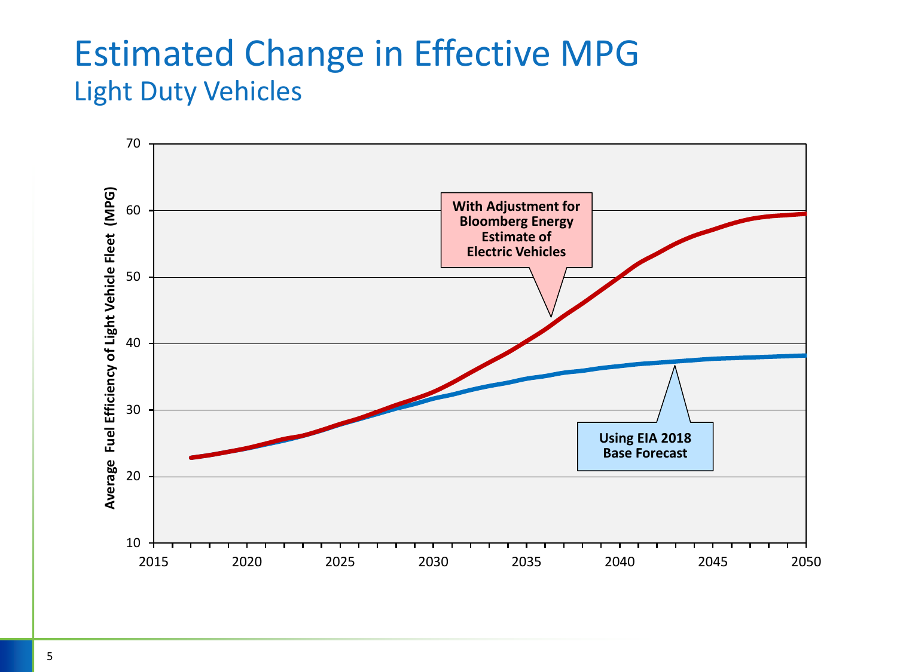# Estimated Change in Effective MPG

## Light Duty Vehicles

Average Fuel Efficiency of Light Vehicle Fleet (MPG)

**With Adjustment for Bloomberg Energy Estimate of Electric Vehicles**

**Using EIA 2018 Base Forecast**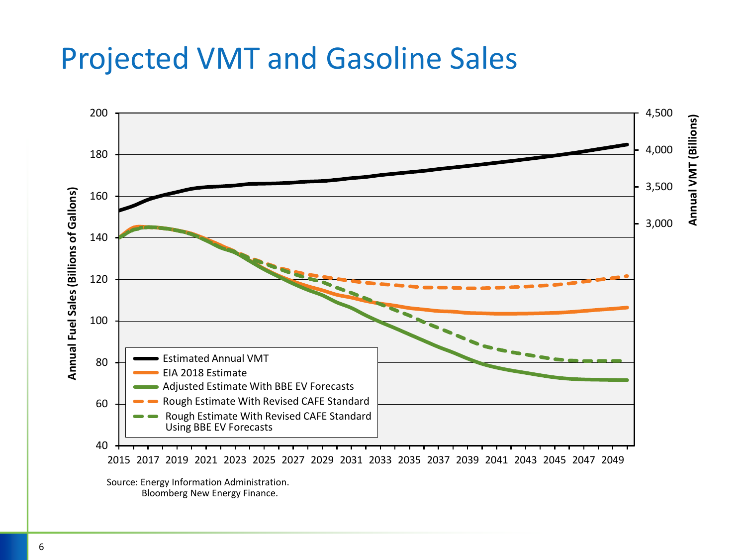# Projected VMT and Gasoline Sales

Source: Energy Information Administration.
Bloomberg New Energy Finance.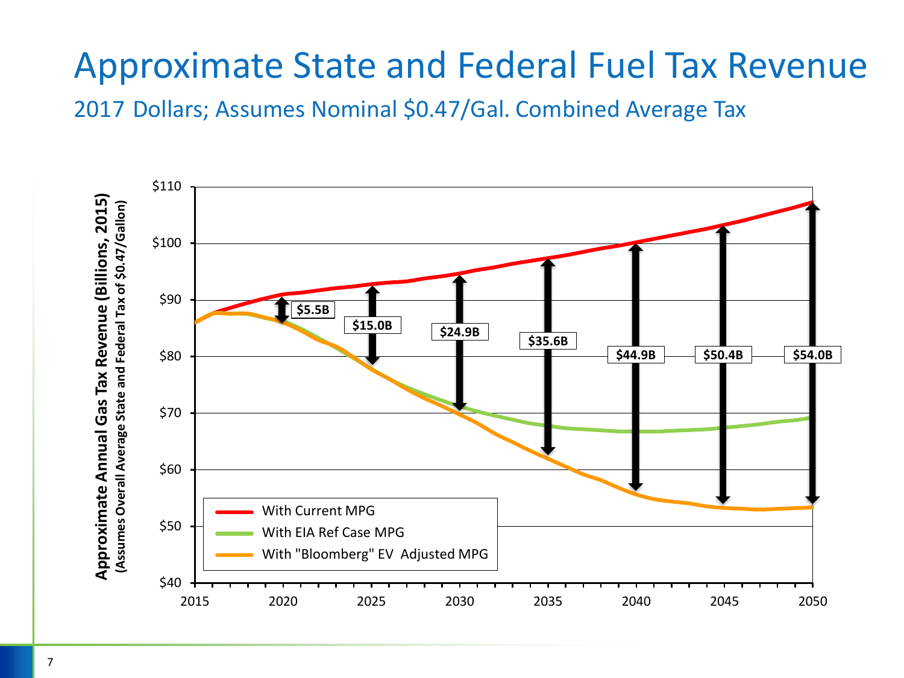# Approximate State and Federal Fuel Tax Revenue

## 2017 Dollars; Assumes Nominal $0.47/Gal. Combined Average Tax

Approximate Annual Gas Tax Revenue (Billions, 2015)
(Assumes Overall Average State and Federal Tax of $0.47/Gallon)

| Year | Gap between "With Current MPG" and "With "Bloomberg" EV Adjusted MPG" |
|---|---|
| 2020 | $5.5B |
| 2025 | $15.0B |
| 2030 | $24.9B |
| 2035 | $35.6B |
| 2040 | $44.9B |
| 2045 | $50.4B |
| 2050 | $54.0B |

Legend:
- With Current MPG
- With EIA Ref Case MPG
- With "Bloomberg" EV Adjusted MPG

Y-axis: $40 – $110; X-axis: 2015 – 2050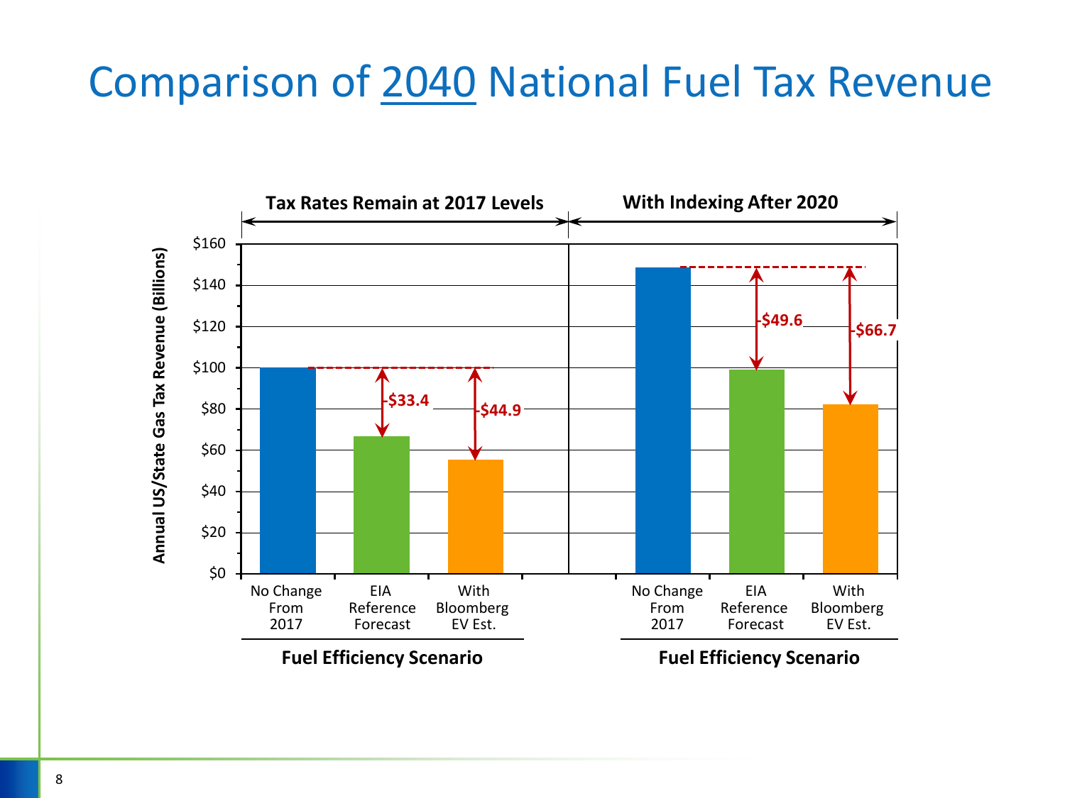# Comparison of 2040 National Fuel Tax Revenue

**Tax Rates Remain at 2017 Levels** | **With Indexing After 2020**

Annual US/State Gas Tax Revenue (Billions)

| Fuel Efficiency Scenario | Tax Rates Remain at 2017 Levels | With Indexing After 2020 |
|---|---|---|
| No Change From 2017 | $100 | ~$149 |
| EIA Reference Forecast | -$33.4 | -$49.6 |
| With Bloomberg EV Est. | -$44.9 | -$66.7 |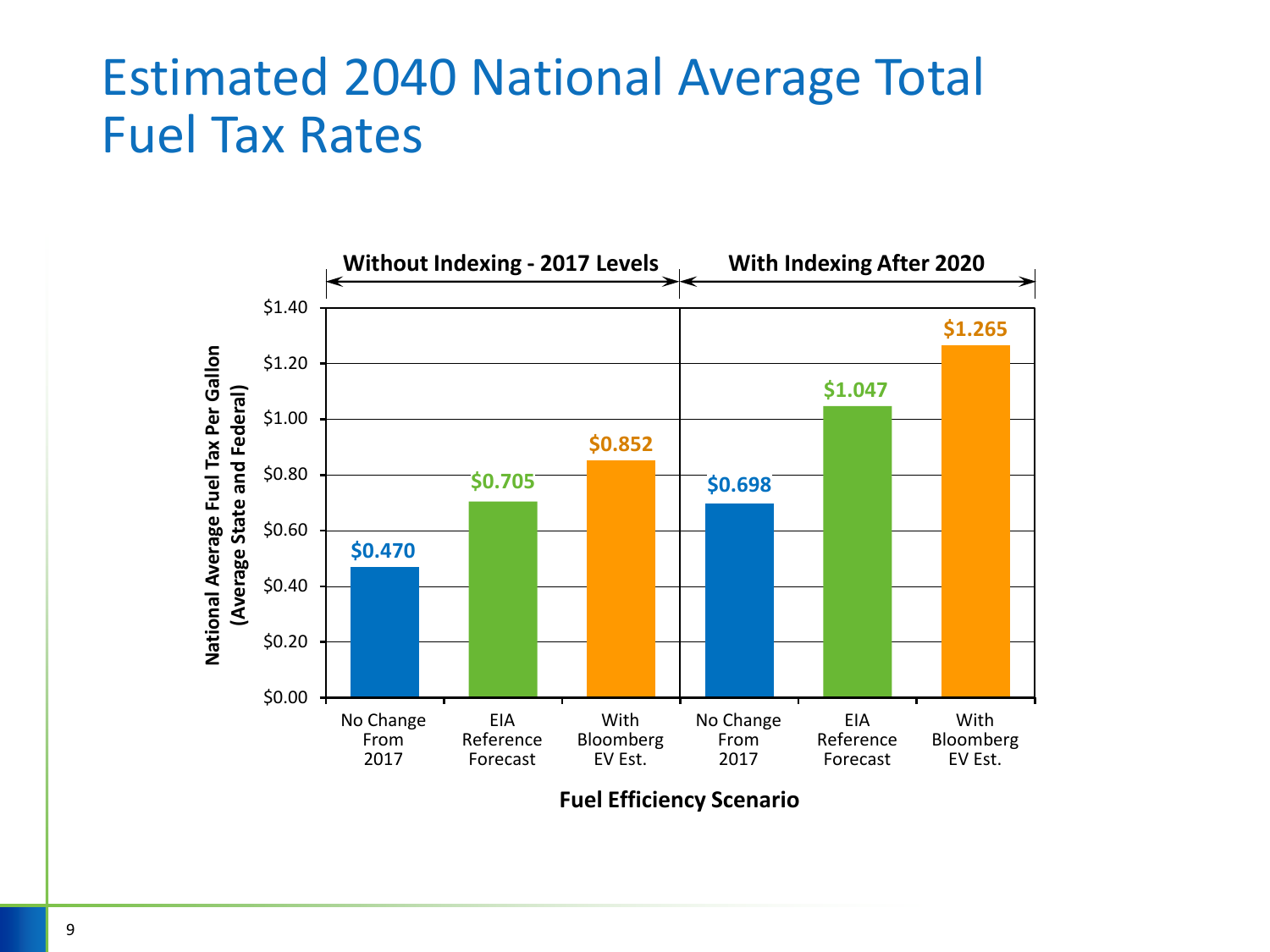# Estimated 2040 National Average Total Fuel Tax Rates

| Fuel Efficiency Scenario | Without Indexing - 2017 Levels | With Indexing After 2020 |
| --- | --- | --- |
| No Change From 2017 | $0.470 | $0.698 |
| EIA Reference Forecast | $0.705 | $1.047 |
| With Bloomberg EV Est. | $0.852 | $1.265 |

National Average Fuel Tax Per Gallon (Average State and Federal)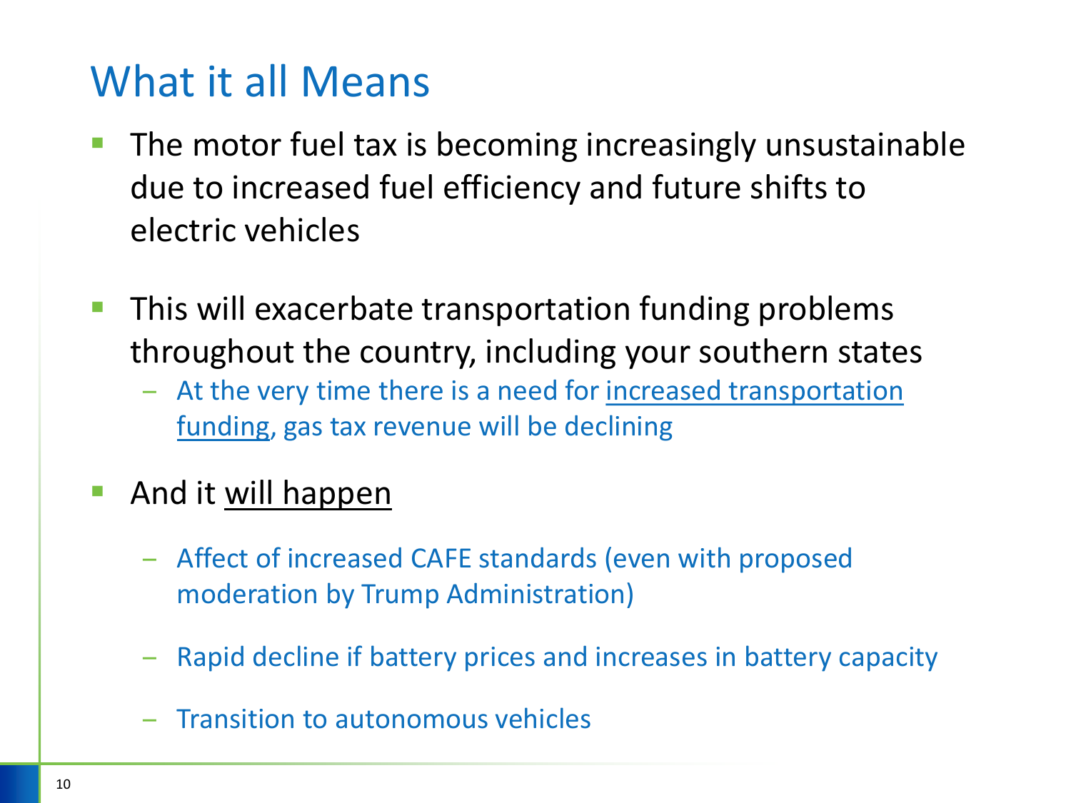# What it all Means

- The motor fuel tax is becoming increasingly unsustainable due to increased fuel efficiency and future shifts to electric vehicles
- This will exacerbate transportation funding problems throughout the country, including your southern states
  - At the very time there is a need for <u>increased transportation funding</u>, gas tax revenue will be declining
- And it <u>will happen</u>
  - Affect of increased CAFE standards (even with proposed moderation by Trump Administration)
  - Rapid decline if battery prices and increases in battery capacity
  - Transition to autonomous vehicles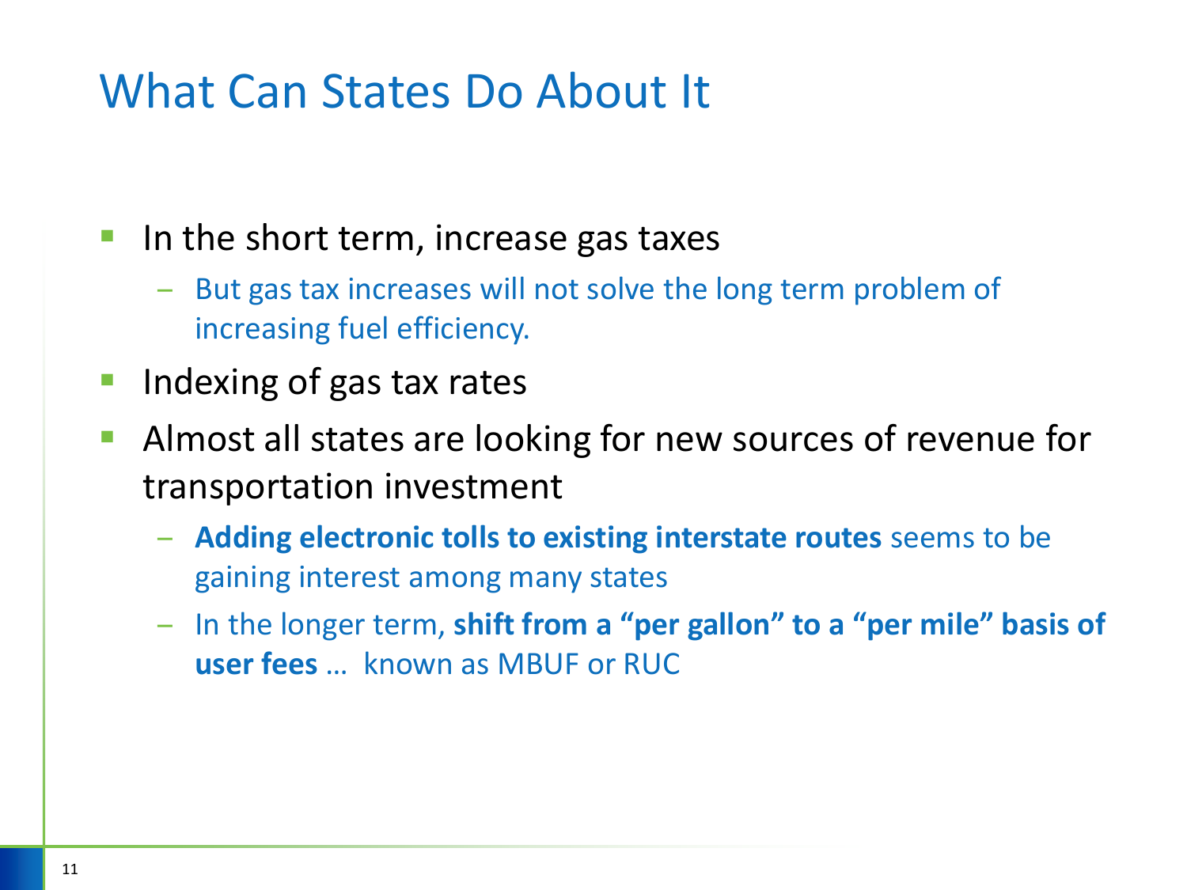# What Can States Do About It

- In the short term, increase gas taxes
  - But gas tax increases will not solve the long term problem of increasing fuel efficiency.
- Indexing of gas tax rates
- Almost all states are looking for new sources of revenue for transportation investment
  - **Adding electronic tolls to existing interstate routes** seems to be gaining interest among many states
  - In the longer term, **shift from a "per gallon" to a "per mile" basis of user fees** … known as MBUF or RUC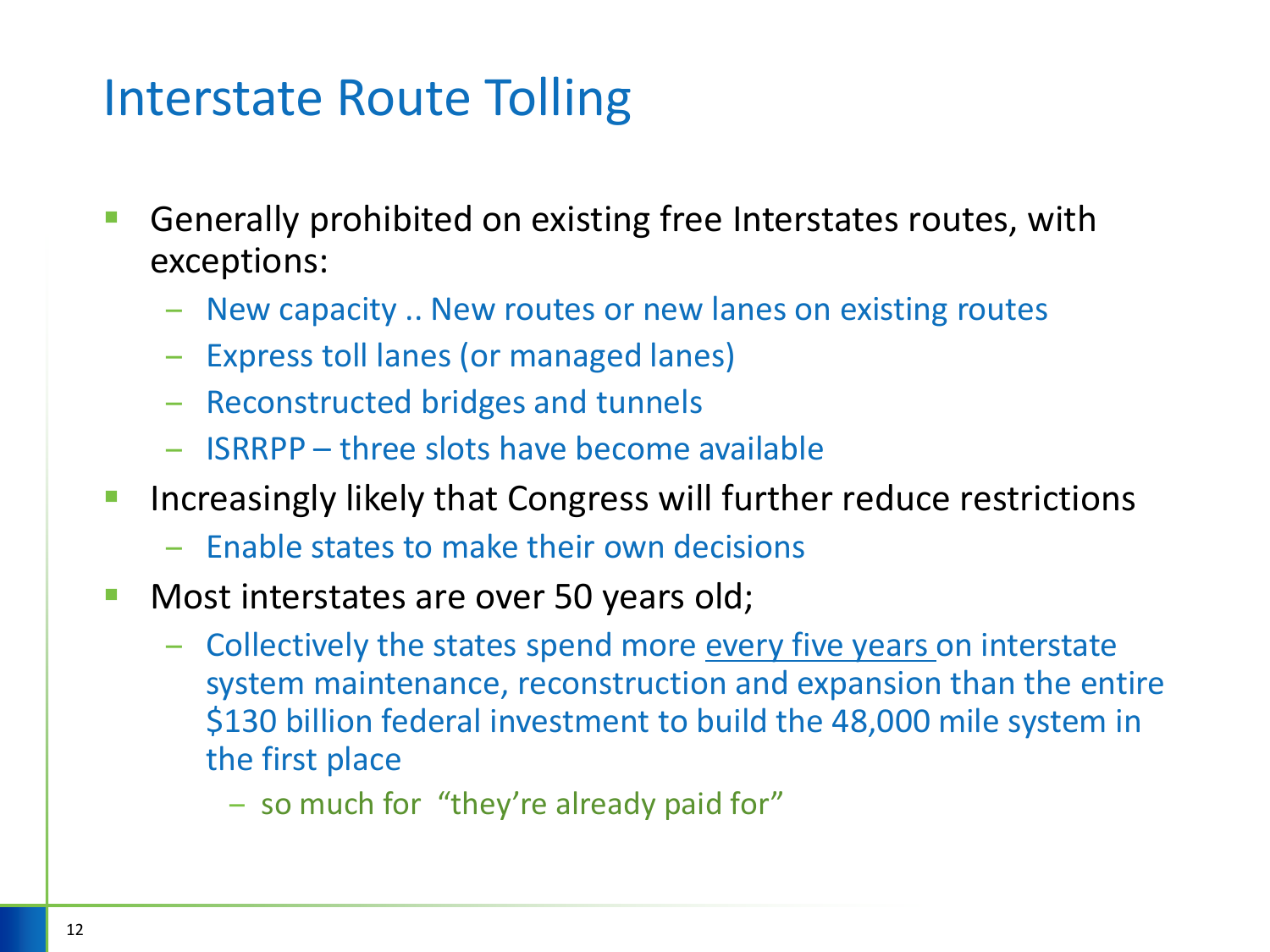# Interstate Route Tolling

- Generally prohibited on existing free Interstates routes, with exceptions:
  - New capacity .. New routes or new lanes on existing routes
  - Express toll lanes (or managed lanes)
  - Reconstructed bridges and tunnels
  - ISRRPP – three slots have become available
- Increasingly likely that Congress will further reduce restrictions
  - Enable states to make their own decisions
- Most interstates are over 50 years old;
  - Collectively the states spend more <u>every five years</u> on interstate system maintenance, reconstruction and expansion than the entire $130 billion federal investment to build the 48,000 mile system in the first place
    - so much for "they're already paid for"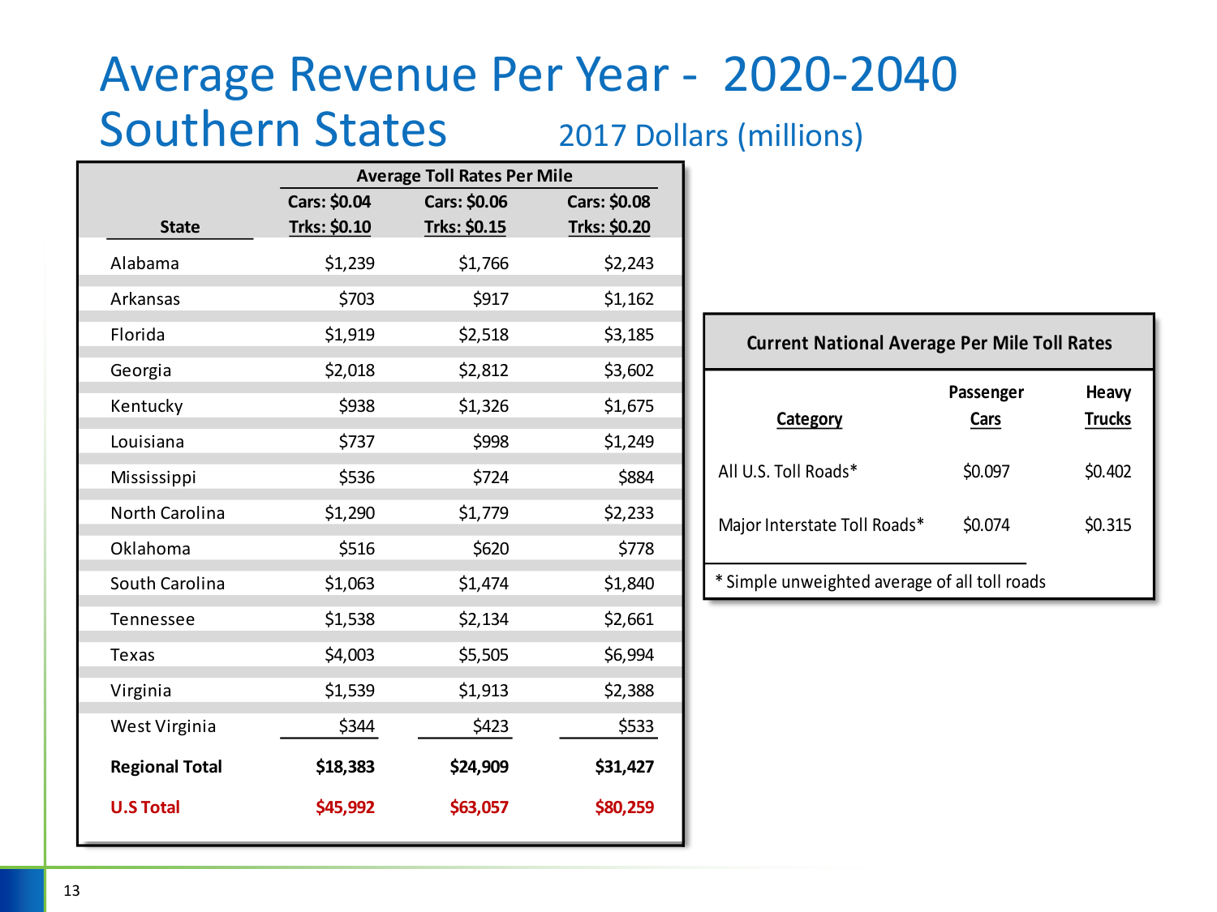# Average Revenue Per Year - 2020-2040

## Southern States

2017 Dollars (millions)

| State | Average Toll Rates Per Mile | | |
|---|---|---|---|
| | Cars: $0.04<br>Trks: $0.10 | Cars: $0.06<br>Trks: $0.15 | Cars: $0.08<br>Trks: $0.20 |
| Alabama | $1,239 | $1,766 | $2,243 |
| Arkansas | $703 | $917 | $1,162 |
| Florida | $1,919 | $2,518 | $3,185 |
| Georgia | $2,018 | $2,812 | $3,602 |
| Kentucky | $938 | $1,326 | $1,675 |
| Louisiana | $737 | $998 | $1,249 |
| Mississippi | $536 | $724 | $884 |
| North Carolina | $1,290 | $1,779 | $2,233 |
| Oklahoma | $516 | $620 | $778 |
| South Carolina | $1,063 | $1,474 | $1,840 |
| Tennessee | $1,538 | $2,134 | $2,661 |
| Texas | $4,003 | $5,505 | $6,994 |
| Virginia | $1,539 | $1,913 | $2,388 |
| West Virginia | $344 | $423 | $533 |
| **Regional Total** | **$18,383** | **$24,909** | **$31,427** |
| **U.S Total** | **$45,992** | **$63,057** | **$80,259** |

**Current National Average Per Mile Toll Rates**

| Category | Passenger Cars | Heavy Trucks |
|---|---|---|
| All U.S. Toll Roads* | $0.097 | $0.402 |
| Major Interstate Toll Roads* | $0.074 | $0.315 |

\* Simple unweighted average of all toll roads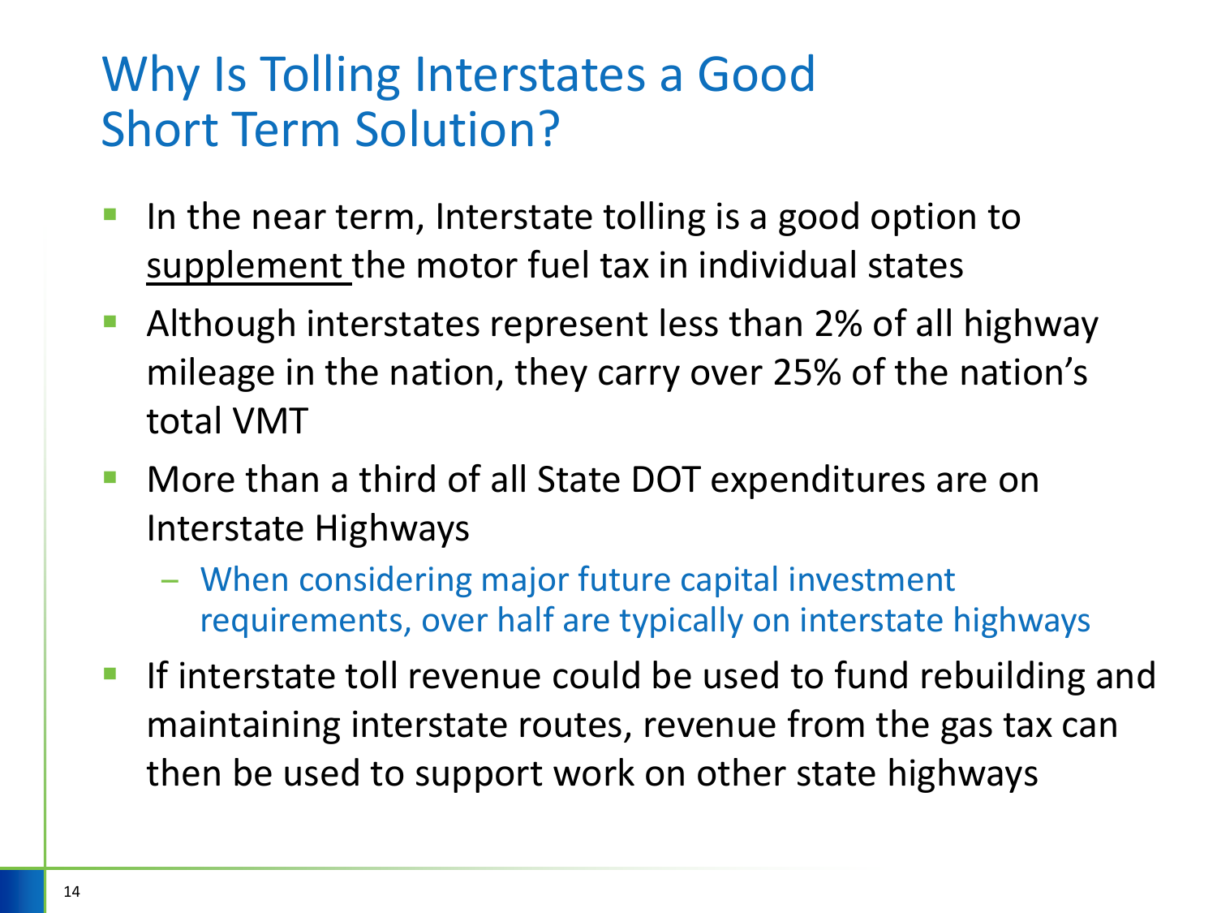# Why Is Tolling Interstates a Good Short Term Solution?

- In the near term, Interstate tolling is a good option to <u>supplement</u> the motor fuel tax in individual states
- Although interstates represent less than 2% of all highway mileage in the nation, they carry over 25% of the nation's total VMT
- More than a third of all State DOT expenditures are on Interstate Highways
  - When considering major future capital investment requirements, over half are typically on interstate highways
- If interstate toll revenue could be used to fund rebuilding and maintaining interstate routes, revenue from the gas tax can then be used to support work on other state highways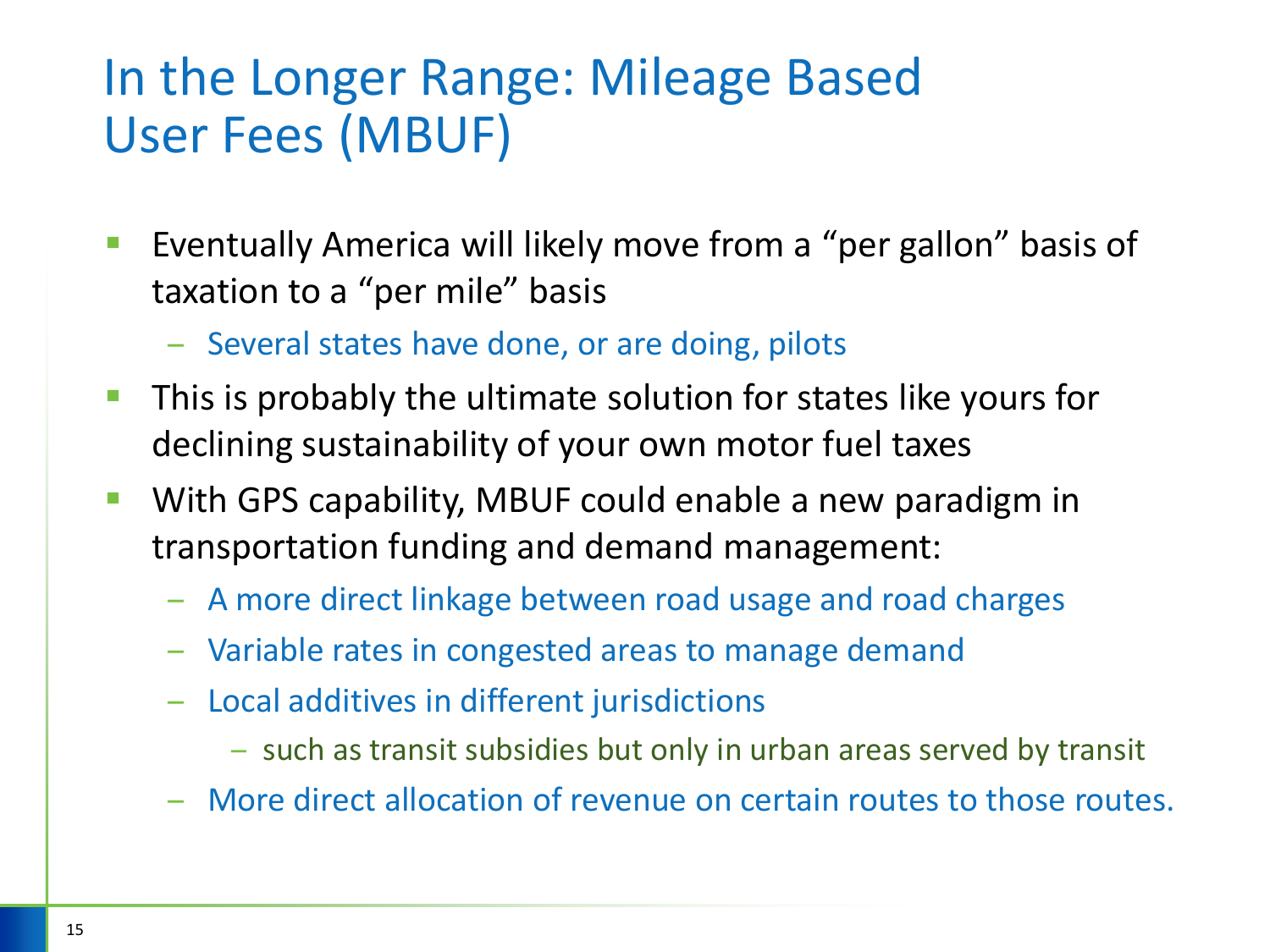# In the Longer Range: Mileage Based User Fees (MBUF)

- Eventually America will likely move from a "per gallon" basis of taxation to a "per mile" basis
  - Several states have done, or are doing, pilots
- This is probably the ultimate solution for states like yours for declining sustainability of your own motor fuel taxes
- With GPS capability, MBUF could enable a new paradigm in transportation funding and demand management:
  - A more direct linkage between road usage and road charges
  - Variable rates in congested areas to manage demand
  - Local additives in different jurisdictions
    - such as transit subsidies but only in urban areas served by transit
  - More direct allocation of revenue on certain routes to those routes.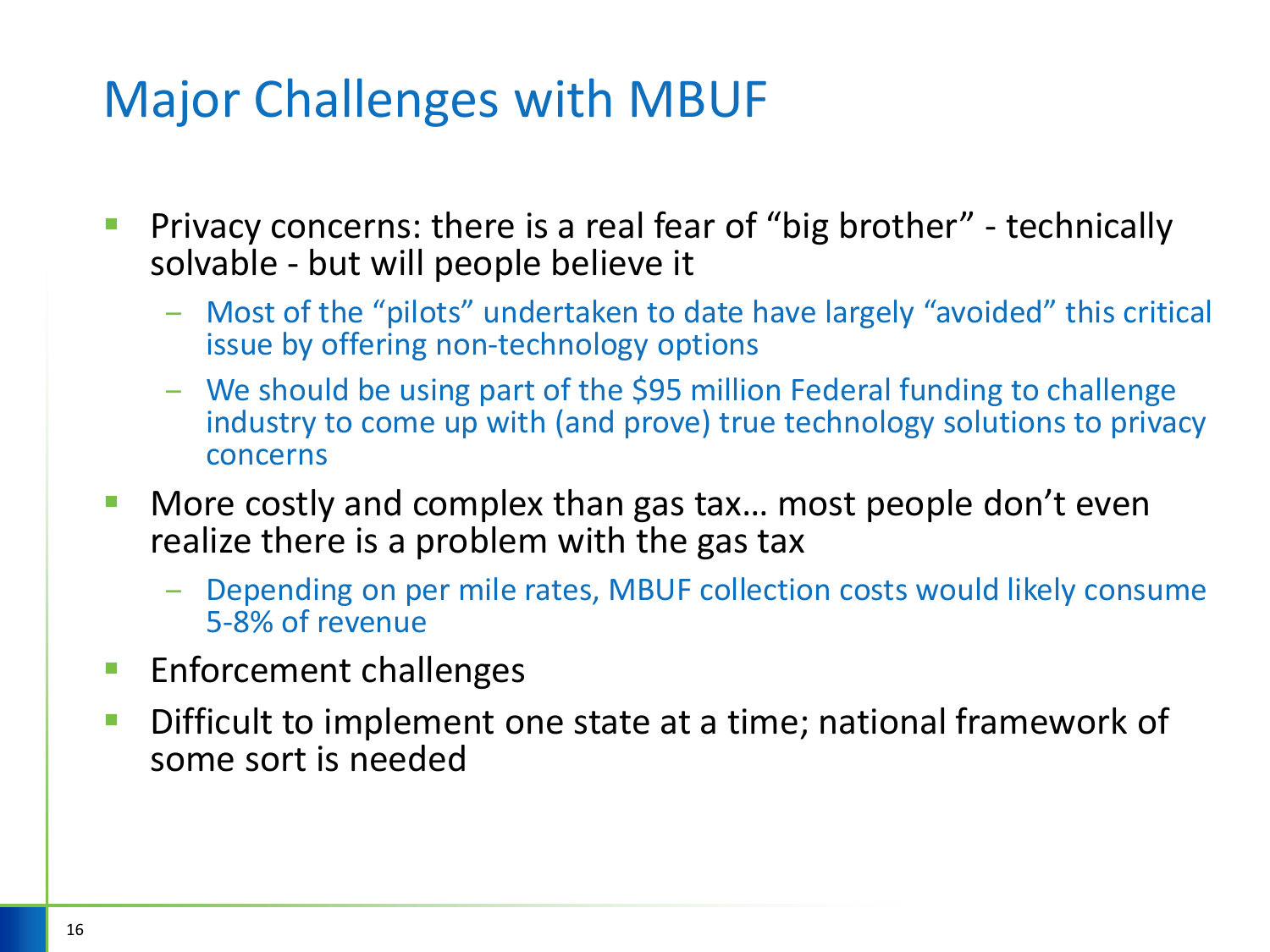# Major Challenges with MBUF

- Privacy concerns: there is a real fear of “big brother” - technically solvable - but will people believe it
  - Most of the “pilots” undertaken to date have largely “avoided” this critical issue by offering non-technology options
  - We should be using part of the $95 million Federal funding to challenge industry to come up with (and prove) true technology solutions to privacy concerns
- More costly and complex than gas tax… most people don’t even realize there is a problem with the gas tax
  - Depending on per mile rates, MBUF collection costs would likely consume 5-8% of revenue
- Enforcement challenges
- Difficult to implement one state at a time; national framework of some sort is needed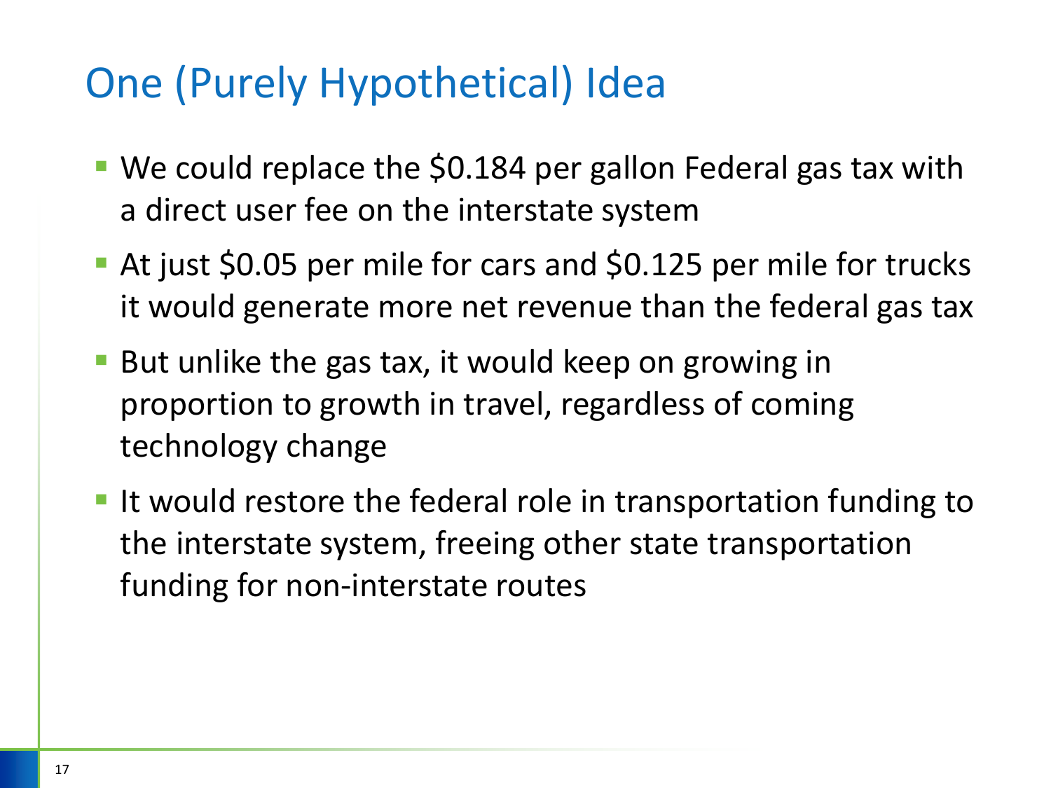# One (Purely Hypothetical) Idea

- We could replace the $0.184 per gallon Federal gas tax with a direct user fee on the interstate system
- At just $0.05 per mile for cars and $0.125 per mile for trucks it would generate more net revenue than the federal gas tax
- But unlike the gas tax, it would keep on growing in proportion to growth in travel, regardless of coming technology change
- It would restore the federal role in transportation funding to the interstate system, freeing other state transportation funding for non-interstate routes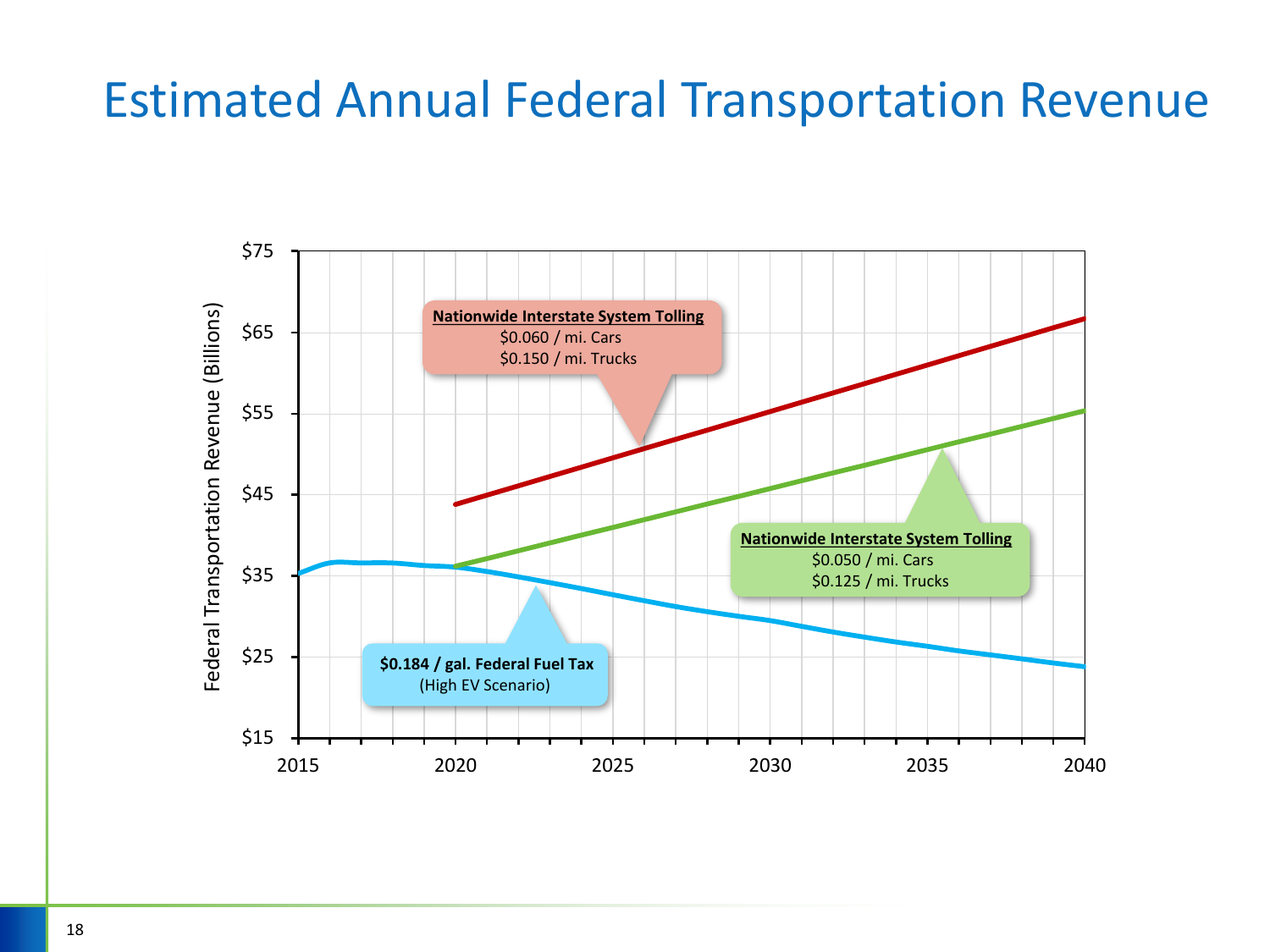# Estimated Annual Federal Transportation Revenue

Federal Transportation Revenue (Billions)

$75, $65, $55, $45, $35, $25, $15

2015, 2020, 2025, 2030, 2035, 2040

**Nationwide Interstate System Tolling**
$0.060 / mi. Cars
$0.150 / mi. Trucks

**Nationwide Interstate System Tolling**
$0.050 / mi. Cars
$0.125 / mi. Trucks

**$0.184 / gal. Federal Fuel Tax**
(High EV Scenario)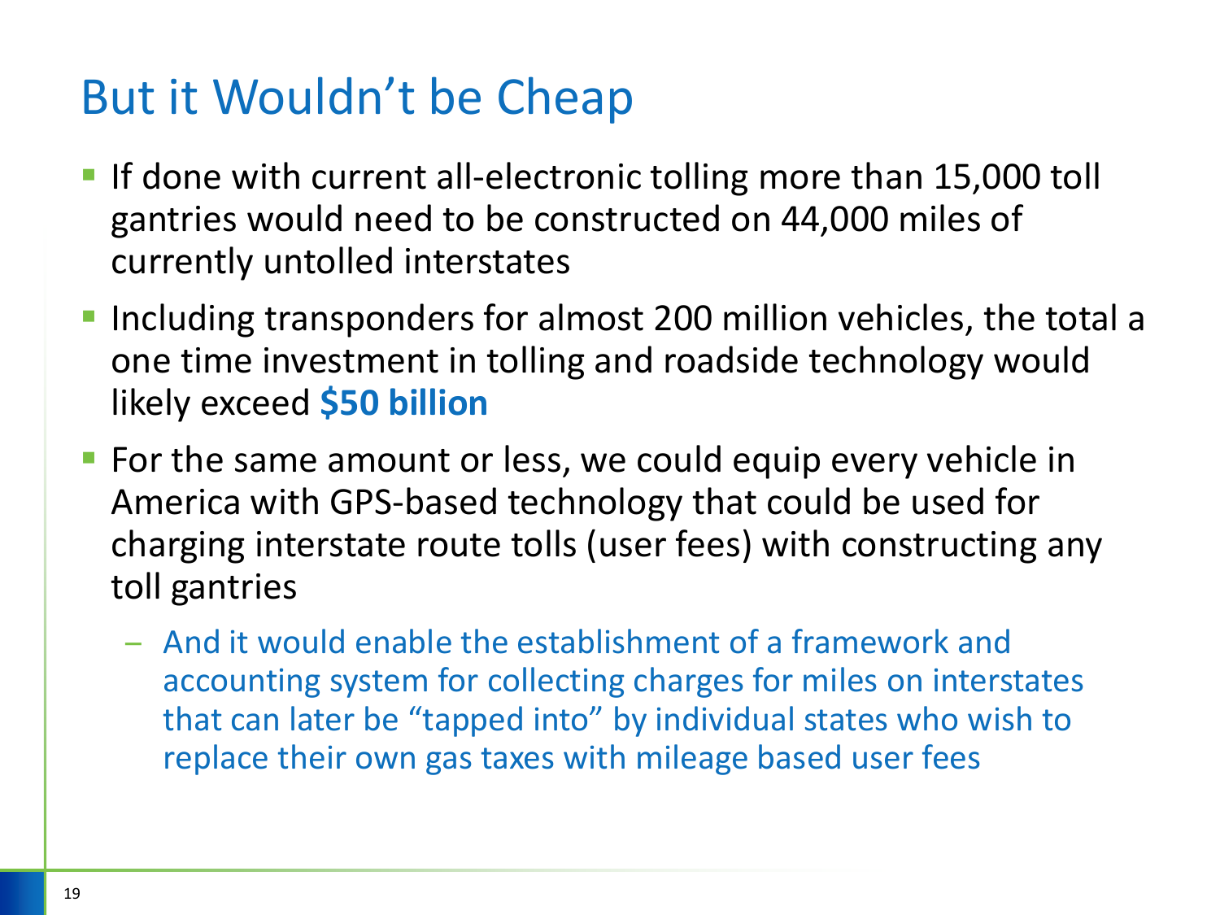# But it Wouldn't be Cheap

- If done with current all-electronic tolling more than 15,000 toll gantries would need to be constructed on 44,000 miles of currently untolled interstates
- Including transponders for almost 200 million vehicles, the total a one time investment in tolling and roadside technology would likely exceed **$50 billion**
- For the same amount or less, we could equip every vehicle in America with GPS-based technology that could be used for charging interstate route tolls (user fees) with constructing any toll gantries
  - And it would enable the establishment of a framework and accounting system for collecting charges for miles on interstates that can later be "tapped into" by individual states who wish to replace their own gas taxes with mileage based user fees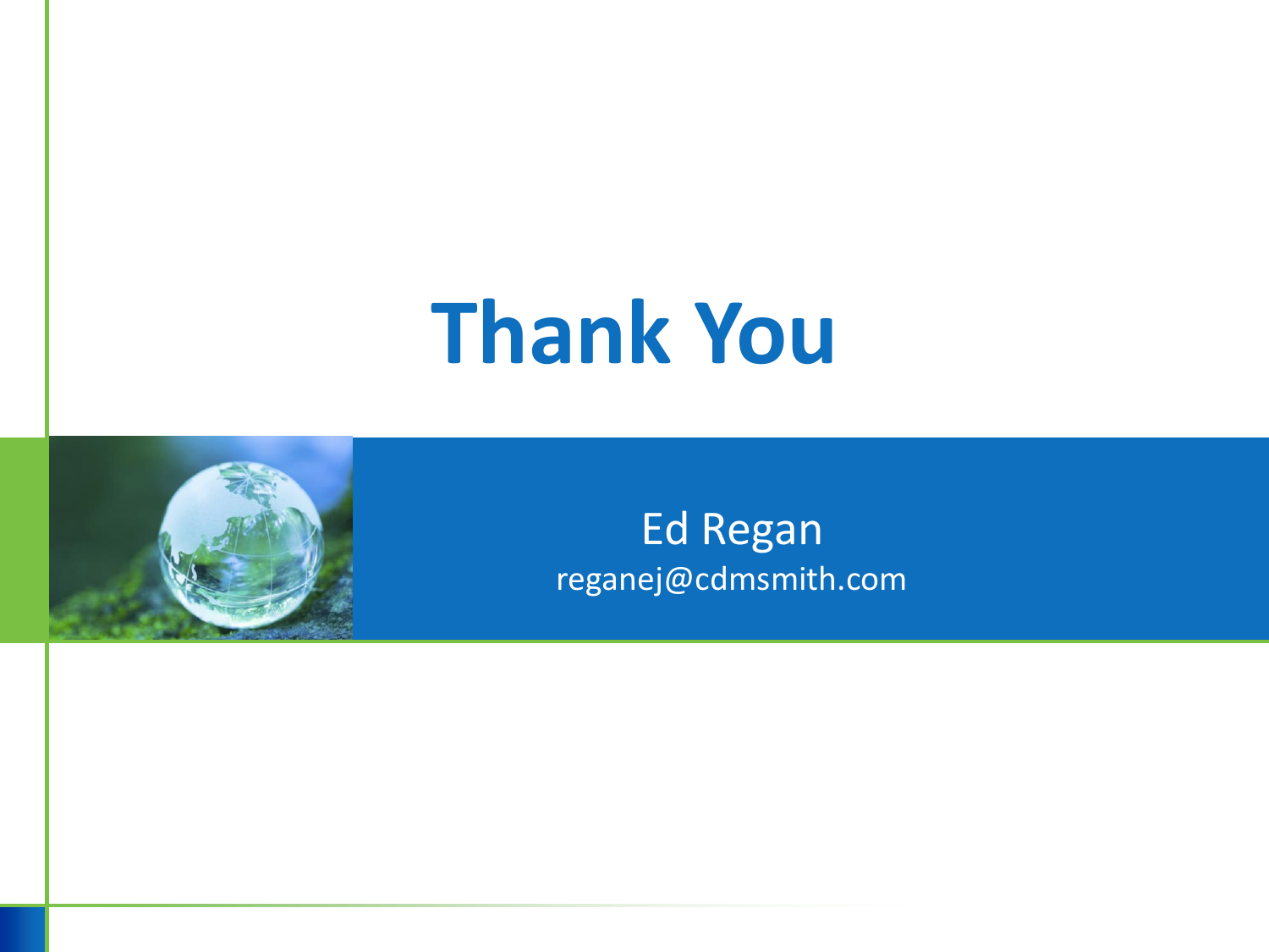# Thank You

Ed Regan
reganej@cdmsmith.com